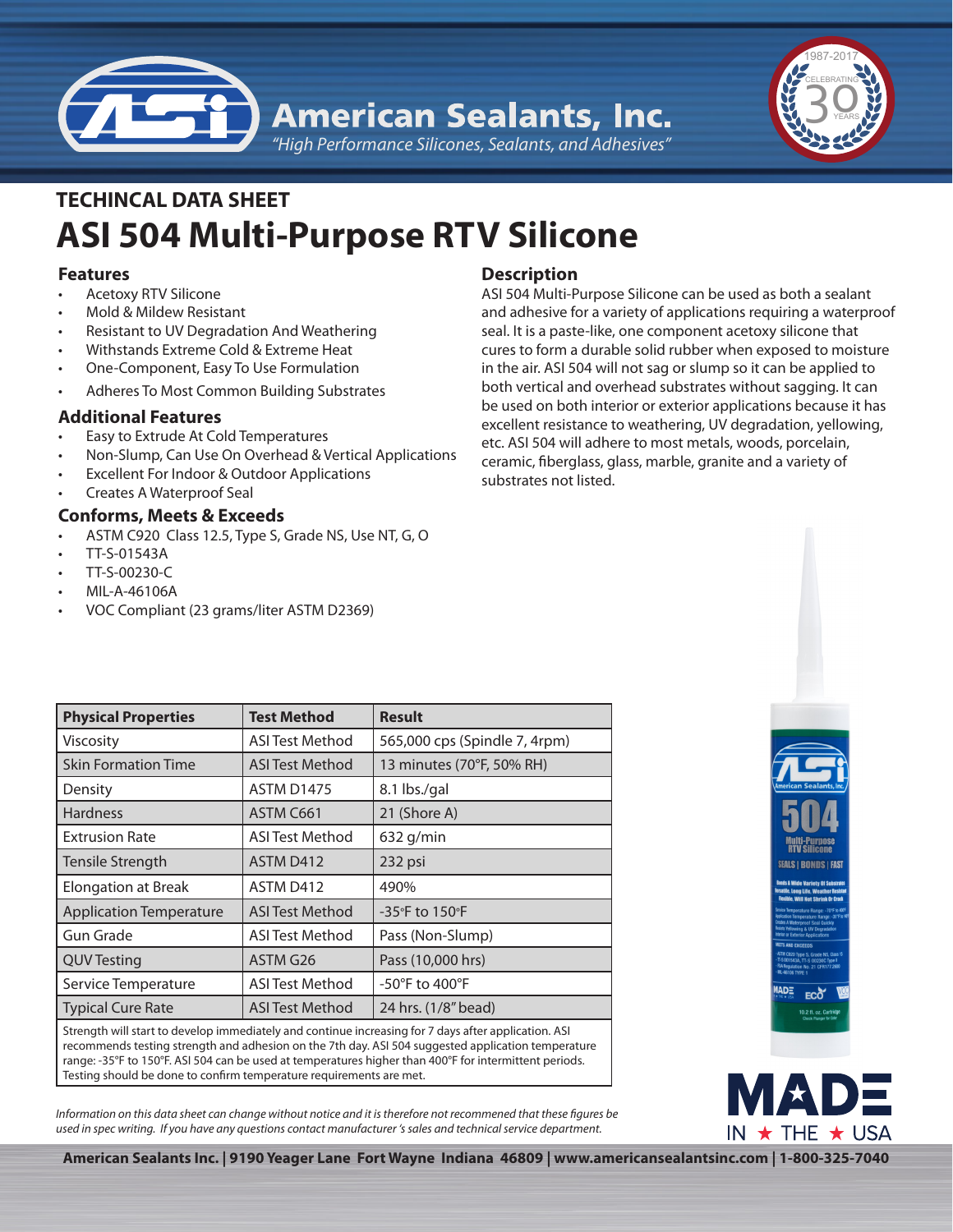American Sealants, Inc.

*"High Performance Silicones, Sealants, and Adhesives"*

## TECHINCAL DATA SHEET

# ASI 504 Multi-Purpose RTV Silicone

### Features

- Acetoxy RTV Silicone
- Mold & Mildew Resistant
- Resistant to UV Degradation And Weathering
- Withstands Extreme Cold & Extreme Heat
- One-Component, Easy To Use Formulation
- Adheres To Most Common Building Substrates

### Additional Features

- Easy to Extrude At Cold Temperatures
- Non-Slump, Can Use On Overhead & Vertical Applications
- Excellent For Indoor & Outdoor Applications
- Creates A Waterproof Seal

### Conforms, Meets & Exceeds

- ASTM C920 Class 12.5, Type S, Grade NS, Use NT, G, O
- TT-S-01543A
- TT-S-00230-C
- MIL-A-46106A
- VOC Compliant (23 grams/liter ASTM D2369)

### Description

ASI 504 Multi-Purpose Silicone can be used as both a sealant and adhesive for a variety of applications requiring a waterproof seal. It is a paste-like, one component acetoxy silicone that cures to form a durable solid rubber when exposed to moisture in the air. ASI 504 will not sag or slump so it can be applied to both vertical and overhead substrates without sagging. It can be used on both interior or exterior applications because it has excellent resistance to weathering, UV degradation, yellowing, etc. ASI 504 will adhere to most metals, woods, porcelain, ceramic, fiberglass, glass, marble, granite and a variety of substrates not listed.

| Physical Properties | Test Method | Result |
|---|---|---|
| Viscosity | ASI Test Method | 565,000 cps (Spindle 7, 4rpm) |
| Skin Formation Time | ASI Test Method | 13 minutes (70°F, 50% RH) |
| Density | ASTM D1475 | 8.1 lbs./gal |
| Hardness | ASTM C661 | 21 (Shore A) |
| Extrusion Rate | ASI Test Method | 632 g/min |
| Tensile Strength | ASTM D412 | 232 psi |
| Elongation at Break | ASTM D412 | 490% |
| Application Temperature | ASI Test Method | -35°F to 150°F |
| Gun Grade | ASI Test Method | Pass (Non-Slump) |
| QUV Testing | ASTM G26 | Pass (10,000 hrs) |
| Service Temperature | ASI Test Method | -50°F to 400°F |
| Typical Cure Rate | ASI Test Method | 24 hrs. (1/8" bead) |

Strength will start to develop immediately and continue increasing for 7 days after application. ASI recommends testing strength and adhesion on the 7th day. ASI 504 suggested application temperature range: -35°F to 150°F. ASI 504 can be used at temperatures higher than 400°F for intermittent periods. Testing should be done to confirm temperature requirements are met.

*Information on this data sheet can change without notice and it is therefore not recommened that these figures be used in spec writing. If you have any questions contact manufacturer 's sales and technical service department.*

**American Sealants Inc. | 9190 Yeager Lane Fort Wayne Indiana 46809 | www.americansealantsinc.com | 1-800-325-7040**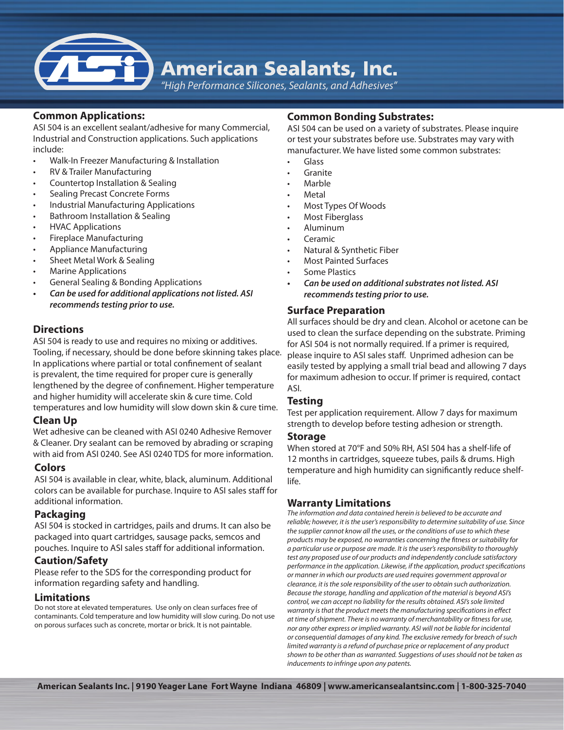# American Sealants, Inc.

*"High Performance Silicones, Sealants, and Adhesives"*

## Common Applications:

ASI 504 is an excellent sealant/adhesive for many Commercial, Industrial and Construction applications. Such applications include:

- Walk-In Freezer Manufacturing & Installation
- RV & Trailer Manufacturing
- Countertop Installation & Sealing
- Sealing Precast Concrete Forms
- Industrial Manufacturing Applications
- Bathroom Installation & Sealing
- HVAC Applications
- Fireplace Manufacturing
- Appliance Manufacturing
- Sheet Metal Work & Sealing
- Marine Applications
- General Sealing & Bonding Applications
- ***Can be used for additional applications not listed. ASI recommends testing prior to use.***

## Directions

ASI 504 is ready to use and requires no mixing or additives. Tooling, if necessary, should be done before skinning takes place. In applications where partial or total confinement of sealant is prevalent, the time required for proper cure is generally lengthened by the degree of confinement. Higher temperature and higher humidity will accelerate skin & cure time. Cold temperatures and low humidity will slow down skin & cure time.

## Clean Up

Wet adhesive can be cleaned with ASI 0240 Adhesive Remover & Cleaner. Dry sealant can be removed by abrading or scraping with aid from ASI 0240. See ASI 0240 TDS for more information.

## Colors

ASI 504 is available in clear, white, black, aluminum. Additional colors can be available for purchase. Inquire to ASI sales staff for additional information.

## Packaging

ASI 504 is stocked in cartridges, pails and drums. It can also be packaged into quart cartridges, sausage packs, semcos and pouches. Inquire to ASI sales staff for additional information.

## Caution/Safety

Please refer to the SDS for the corresponding product for information regarding safety and handling.

## Limitations

Do not store at elevated temperatures. Use only on clean surfaces free of contaminants. Cold temperature and low humidity will slow curing. Do not use on porous surfaces such as concrete, mortar or brick. It is not paintable.

## Common Bonding Substrates:

ASI 504 can be used on a variety of substrates. Please inquire or test your substrates before use. Substrates may vary with manufacturer. We have listed some common substrates:

- Glass
- Granite
- Marble
- Metal
- Most Types Of Woods
- Most Fiberglass
- Aluminum
- Ceramic
- Natural & Synthetic Fiber
- Most Painted Surfaces
- Some Plastics
- ***Can be used on additional substrates not listed. ASI recommends testing prior to use.***

## Surface Preparation

All surfaces should be dry and clean. Alcohol or acetone can be used to clean the surface depending on the substrate. Priming for ASI 504 is not normally required. If a primer is required, please inquire to ASI sales staff. Unprimed adhesion can be easily tested by applying a small trial bead and allowing 7 days for maximum adhesion to occur. If primer is required, contact ASI.

## Testing

Test per application requirement. Allow 7 days for maximum strength to develop before testing adhesion or strength.

## Storage

When stored at 70°F and 50% RH, ASI 504 has a shelf-life of 12 months in cartridges, squeeze tubes, pails & drums. High temperature and high humidity can significantly reduce shelf-life.

## Warranty Limitations

*The information and data contained herein is believed to be accurate and reliable; however, it is the user's responsibility to determine suitability of use. Since the supplier cannot know all the uses, or the conditions of use to which these products may be exposed, no warranties concerning the fitness or suitability for a particular use or purpose are made. It is the user's responsibility to thoroughly test any proposed use of our products and independently conclude satisfactory performance in the application. Likewise, if the application, product specifications or manner in which our products are used requires government approval or clearance, it is the sole responsibility of the user to obtain such authorization. Because the storage, handling and application of the material is beyond ASI's control, we can accept no liability for the results obtained. ASI's sole limited warranty is that the product meets the manufacturing specifications in effect at time of shipment. There is no warranty of merchantability or fitness for use, nor any other express or implied warranty. ASI will not be liable for incidental or consequential damages of any kind. The exclusive remedy for breach of such limited warranty is a refund of purchase price or replacement of any product shown to be other than as warranted. Suggestions of uses should not be taken as inducements to infringe upon any patents.*

**American Sealants Inc. | 9190 Yeager Lane Fort Wayne Indiana 46809 | www.americansealantsinc.com | 1-800-325-7040**